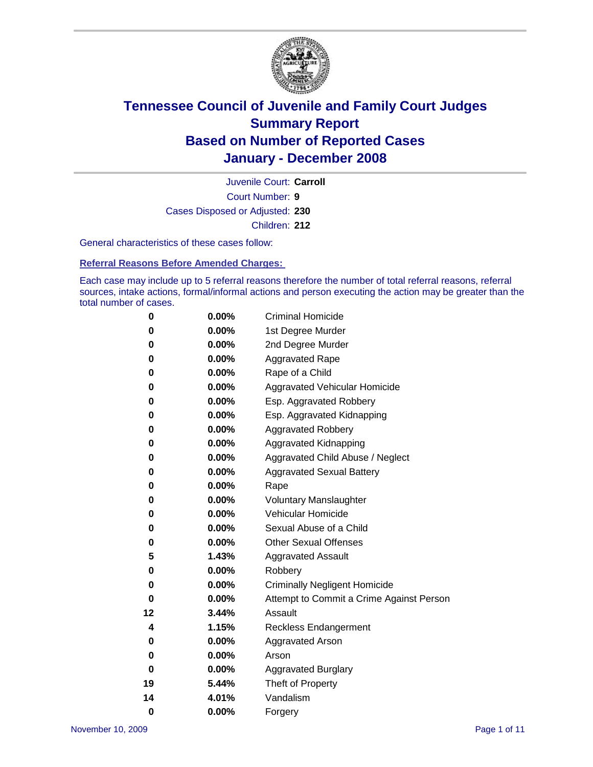# Tennessee Council of Juvenile and Family Court Judges
# Summary Report
# Based on Number of Reported Cases
# January - December 2008

Juvenile Court: **Carroll**

Court Number: **9**

Cases Disposed or Adjusted: **230**

Children: **212**

General characteristics of these cases follow:

## Referral Reasons Before Amended Charges:

Each case may include up to 5 referral reasons therefore the number of total referral reasons, referral sources, intake actions, formal/informal actions and person executing the action may be greater than the total number of cases.

| Count | Percent | Referral Reason |
|---|---|---|
| 0 | 0.00% | Criminal Homicide |
| 0 | 0.00% | 1st Degree Murder |
| 0 | 0.00% | 2nd Degree Murder |
| 0 | 0.00% | Aggravated Rape |
| 0 | 0.00% | Rape of a Child |
| 0 | 0.00% | Aggravated Vehicular Homicide |
| 0 | 0.00% | Esp. Aggravated Robbery |
| 0 | 0.00% | Esp. Aggravated Kidnapping |
| 0 | 0.00% | Aggravated Robbery |
| 0 | 0.00% | Aggravated Kidnapping |
| 0 | 0.00% | Aggravated Child Abuse / Neglect |
| 0 | 0.00% | Aggravated Sexual Battery |
| 0 | 0.00% | Rape |
| 0 | 0.00% | Voluntary Manslaughter |
| 0 | 0.00% | Vehicular Homicide |
| 0 | 0.00% | Sexual Abuse of a Child |
| 0 | 0.00% | Other Sexual Offenses |
| 5 | 1.43% | Aggravated Assault |
| 0 | 0.00% | Robbery |
| 0 | 0.00% | Criminally Negligent Homicide |
| 0 | 0.00% | Attempt to Commit a Crime Against Person |
| 12 | 3.44% | Assault |
| 4 | 1.15% | Reckless Endangerment |
| 0 | 0.00% | Aggravated Arson |
| 0 | 0.00% | Arson |
| 0 | 0.00% | Aggravated Burglary |
| 19 | 5.44% | Theft of Property |
| 14 | 4.01% | Vandalism |
| 0 | 0.00% | Forgery |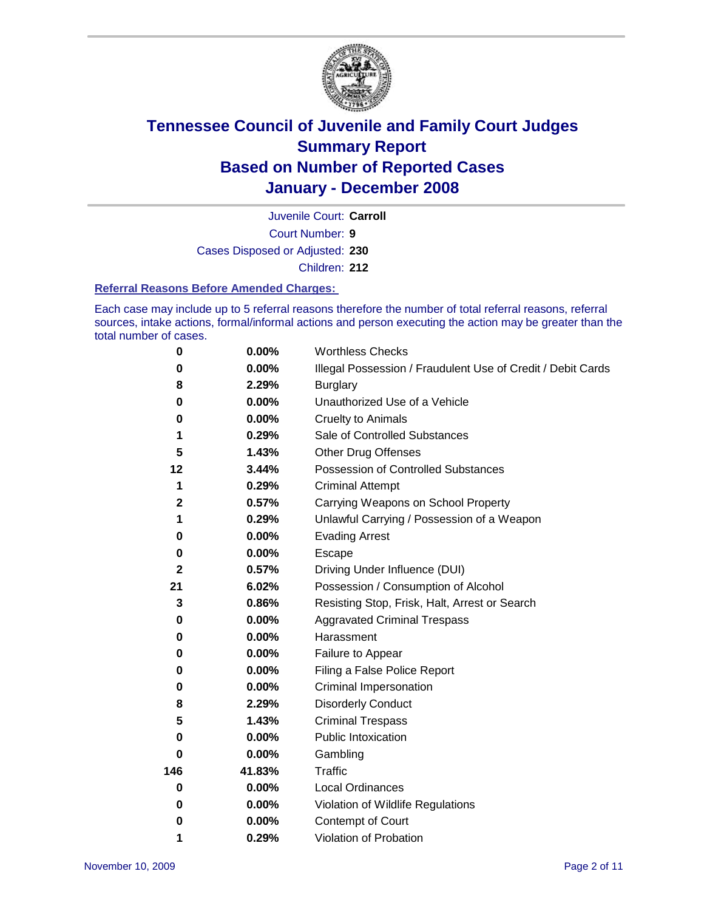# Tennessee Council of Juvenile and Family Court Judges
## Summary Report
## Based on Number of Reported Cases
## January - December 2008

Juvenile Court: **Carroll**
Court Number: **9**
Cases Disposed or Adjusted: **230**
Children: **212**

### Referral Reasons Before Amended Charges:

Each case may include up to 5 referral reasons therefore the number of total referral reasons, referral sources, intake actions, formal/informal actions and person executing the action may be greater than the total number of cases.

| Count | Percent | Referral Reason |
|---|---|---|
| 0 | 0.00% | Worthless Checks |
| 0 | 0.00% | Illegal Possession / Fraudulent Use of Credit / Debit Cards |
| 8 | 2.29% | Burglary |
| 0 | 0.00% | Unauthorized Use of a Vehicle |
| 0 | 0.00% | Cruelty to Animals |
| 1 | 0.29% | Sale of Controlled Substances |
| 5 | 1.43% | Other Drug Offenses |
| 12 | 3.44% | Possession of Controlled Substances |
| 1 | 0.29% | Criminal Attempt |
| 2 | 0.57% | Carrying Weapons on School Property |
| 1 | 0.29% | Unlawful Carrying / Possession of a Weapon |
| 0 | 0.00% | Evading Arrest |
| 0 | 0.00% | Escape |
| 2 | 0.57% | Driving Under Influence (DUI) |
| 21 | 6.02% | Possession / Consumption of Alcohol |
| 3 | 0.86% | Resisting Stop, Frisk, Halt, Arrest or Search |
| 0 | 0.00% | Aggravated Criminal Trespass |
| 0 | 0.00% | Harassment |
| 0 | 0.00% | Failure to Appear |
| 0 | 0.00% | Filing a False Police Report |
| 0 | 0.00% | Criminal Impersonation |
| 8 | 2.29% | Disorderly Conduct |
| 5 | 1.43% | Criminal Trespass |
| 0 | 0.00% | Public Intoxication |
| 0 | 0.00% | Gambling |
| 146 | 41.83% | Traffic |
| 0 | 0.00% | Local Ordinances |
| 0 | 0.00% | Violation of Wildlife Regulations |
| 0 | 0.00% | Contempt of Court |
| 1 | 0.29% | Violation of Probation |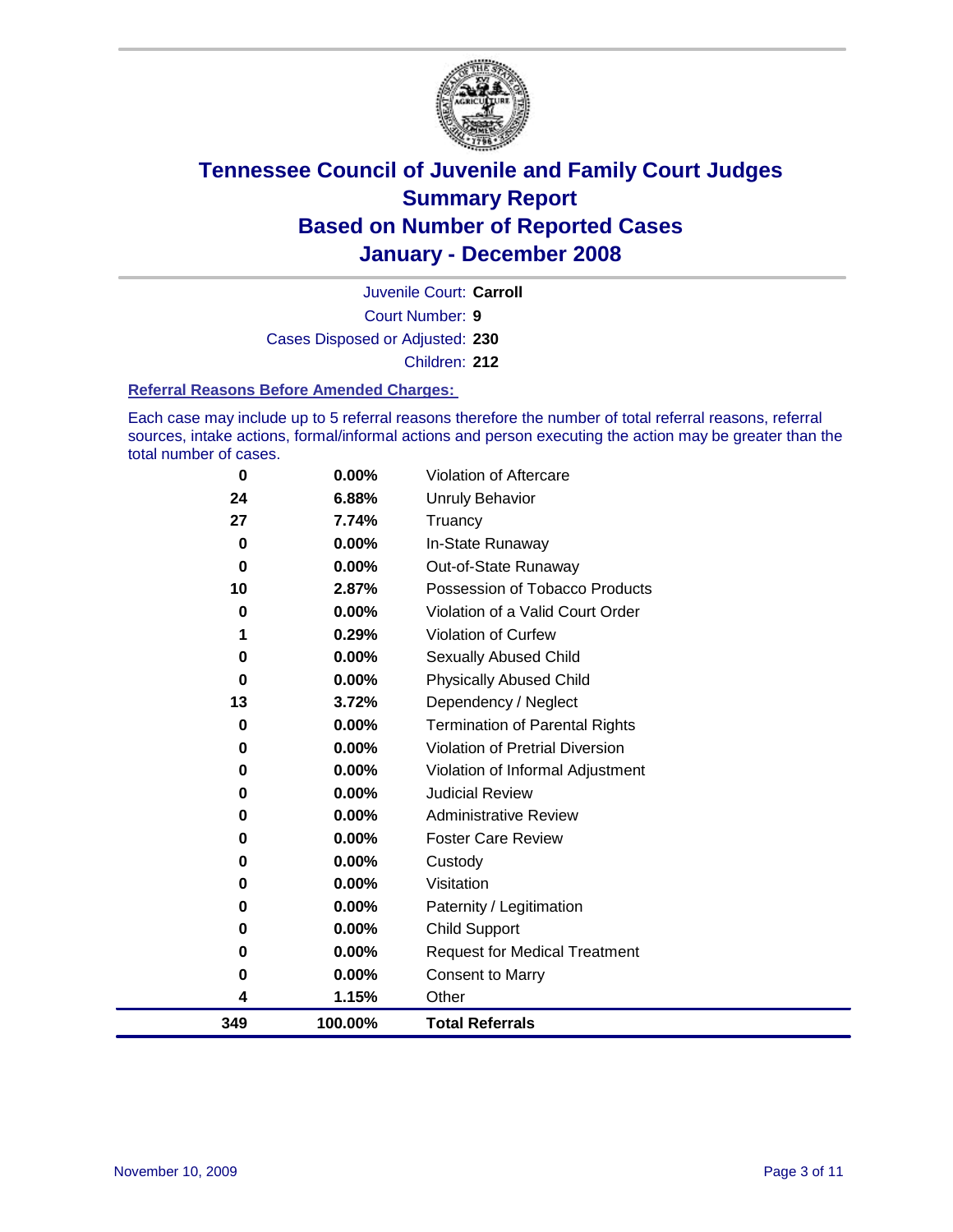# Tennessee Council of Juvenile and Family Court Judges
# Summary Report
# Based on Number of Reported Cases
# January - December 2008

Juvenile Court: **Carroll**

Court Number: **9**

Cases Disposed or Adjusted: **230**

Children: **212**

### Referral Reasons Before Amended Charges:

Each case may include up to 5 referral reasons therefore the number of total referral reasons, referral sources, intake actions, formal/informal actions and person executing the action may be greater than the total number of cases.

| | | |
|---|---|---|
| 0 | 0.00% | Violation of Aftercare |
| 24 | 6.88% | Unruly Behavior |
| 27 | 7.74% | Truancy |
| 0 | 0.00% | In-State Runaway |
| 0 | 0.00% | Out-of-State Runaway |
| 10 | 2.87% | Possession of Tobacco Products |
| 0 | 0.00% | Violation of a Valid Court Order |
| 1 | 0.29% | Violation of Curfew |
| 0 | 0.00% | Sexually Abused Child |
| 0 | 0.00% | Physically Abused Child |
| 13 | 3.72% | Dependency / Neglect |
| 0 | 0.00% | Termination of Parental Rights |
| 0 | 0.00% | Violation of Pretrial Diversion |
| 0 | 0.00% | Violation of Informal Adjustment |
| 0 | 0.00% | Judicial Review |
| 0 | 0.00% | Administrative Review |
| 0 | 0.00% | Foster Care Review |
| 0 | 0.00% | Custody |
| 0 | 0.00% | Visitation |
| 0 | 0.00% | Paternity / Legitimation |
| 0 | 0.00% | Child Support |
| 0 | 0.00% | Request for Medical Treatment |
| 0 | 0.00% | Consent to Marry |
| 4 | 1.15% | Other |
| **349** | **100.00%** | **Total Referrals** |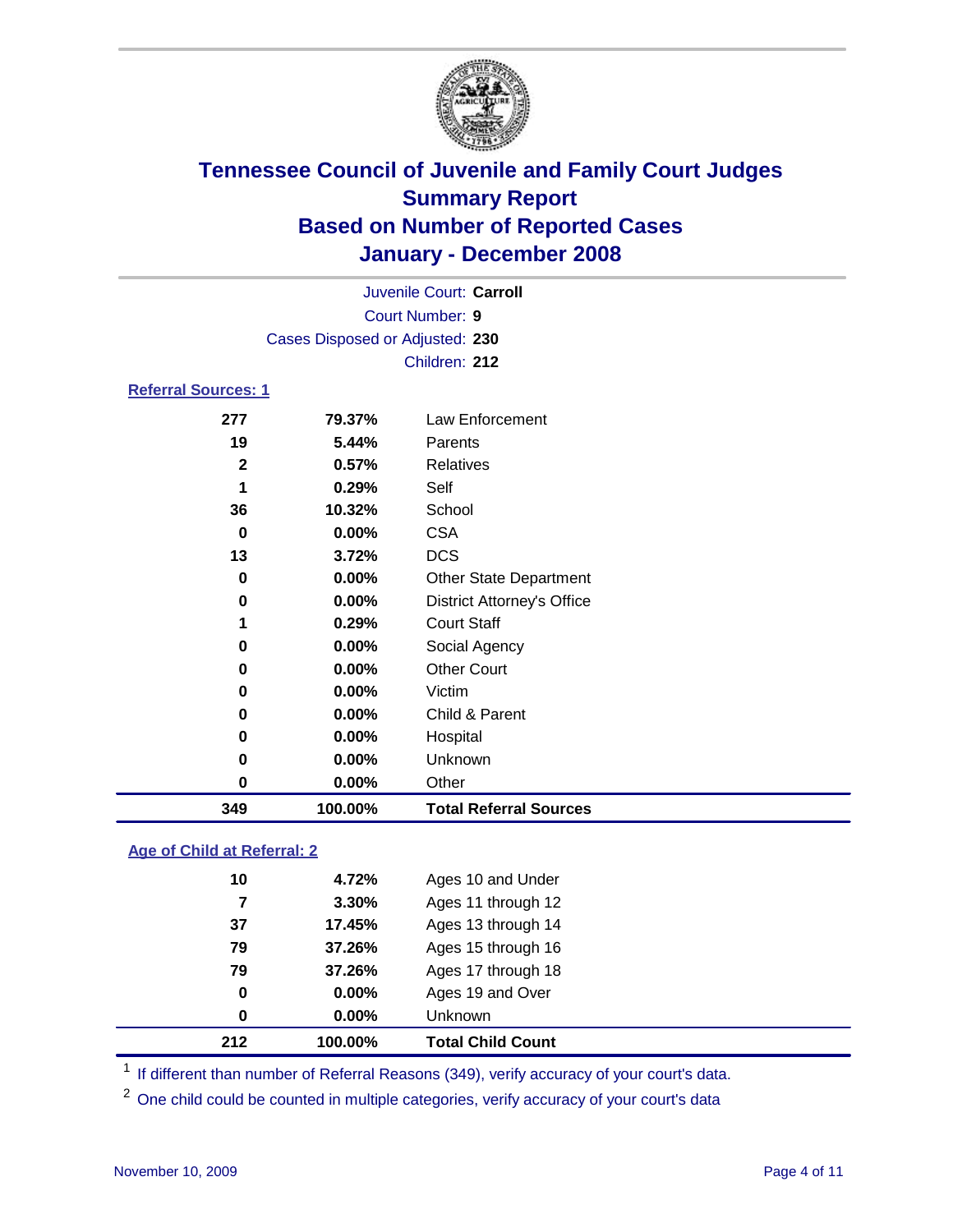# Tennessee Council of Juvenile and Family Court Judges
## Summary Report
## Based on Number of Reported Cases
## January - December 2008

Juvenile Court: **Carroll**
Court Number: **9**
Cases Disposed or Adjusted: **230**
Children: **212**

### Referral Sources: 1

| | | |
|---|---|---|
| 277 | 79.37% | Law Enforcement |
| 19 | 5.44% | Parents |
| 2 | 0.57% | Relatives |
| 1 | 0.29% | Self |
| 36 | 10.32% | School |
| 0 | 0.00% | CSA |
| 13 | 3.72% | DCS |
| 0 | 0.00% | Other State Department |
| 0 | 0.00% | District Attorney's Office |
| 1 | 0.29% | Court Staff |
| 0 | 0.00% | Social Agency |
| 0 | 0.00% | Other Court |
| 0 | 0.00% | Victim |
| 0 | 0.00% | Child & Parent |
| 0 | 0.00% | Hospital |
| 0 | 0.00% | Unknown |
| 0 | 0.00% | Other |
| **349** | **100.00%** | **Total Referral Sources** |

### Age of Child at Referral: 2

| | | |
|---|---|---|
| 10 | 4.72% | Ages 10 and Under |
| 7 | 3.30% | Ages 11 through 12 |
| 37 | 17.45% | Ages 13 through 14 |
| 79 | 37.26% | Ages 15 through 16 |
| 79 | 37.26% | Ages 17 through 18 |
| 0 | 0.00% | Ages 19 and Over |
| 0 | 0.00% | Unknown |
| **212** | **100.00%** | **Total Child Count** |

[1] If different than number of Referral Reasons (349), verify accuracy of your court's data.

[2] One child could be counted in multiple categories, verify accuracy of your court's data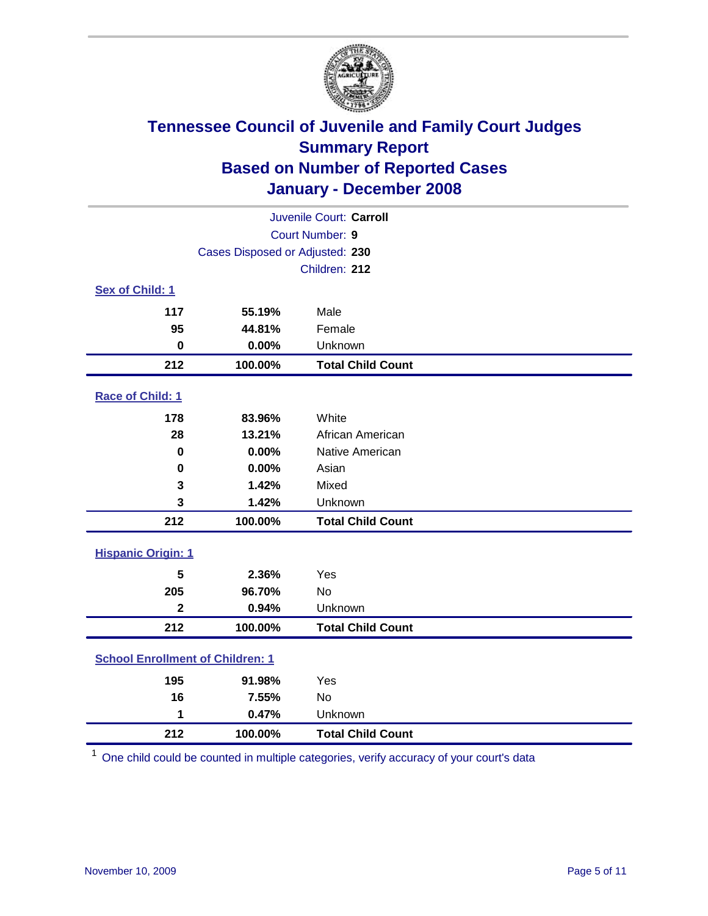# Tennessee Council of Juvenile and Family Court Judges
## Summary Report
## Based on Number of Reported Cases
## January - December 2008

Juvenile Court: **Carroll**
Court Number: **9**
Cases Disposed or Adjusted: **230**
Children: **212**

### Sex of Child: 1

| | | |
|---|---|---|
| 117 | 55.19% | Male |
| 95 | 44.81% | Female |
| 0 | 0.00% | Unknown |
| **212** | **100.00%** | **Total Child Count** |

### Race of Child: 1

| | | |
|---|---|---|
| 178 | 83.96% | White |
| 28 | 13.21% | African American |
| 0 | 0.00% | Native American |
| 0 | 0.00% | Asian |
| 3 | 1.42% | Mixed |
| 3 | 1.42% | Unknown |
| **212** | **100.00%** | **Total Child Count** |

### Hispanic Origin: 1

| | | |
|---|---|---|
| 5 | 2.36% | Yes |
| 205 | 96.70% | No |
| 2 | 0.94% | Unknown |
| **212** | **100.00%** | **Total Child Count** |

### School Enrollment of Children: 1

| | | |
|---|---|---|
| 195 | 91.98% | Yes |
| 16 | 7.55% | No |
| 1 | 0.47% | Unknown |
| **212** | **100.00%** | **Total Child Count** |

[1] One child could be counted in multiple categories, verify accuracy of your court's data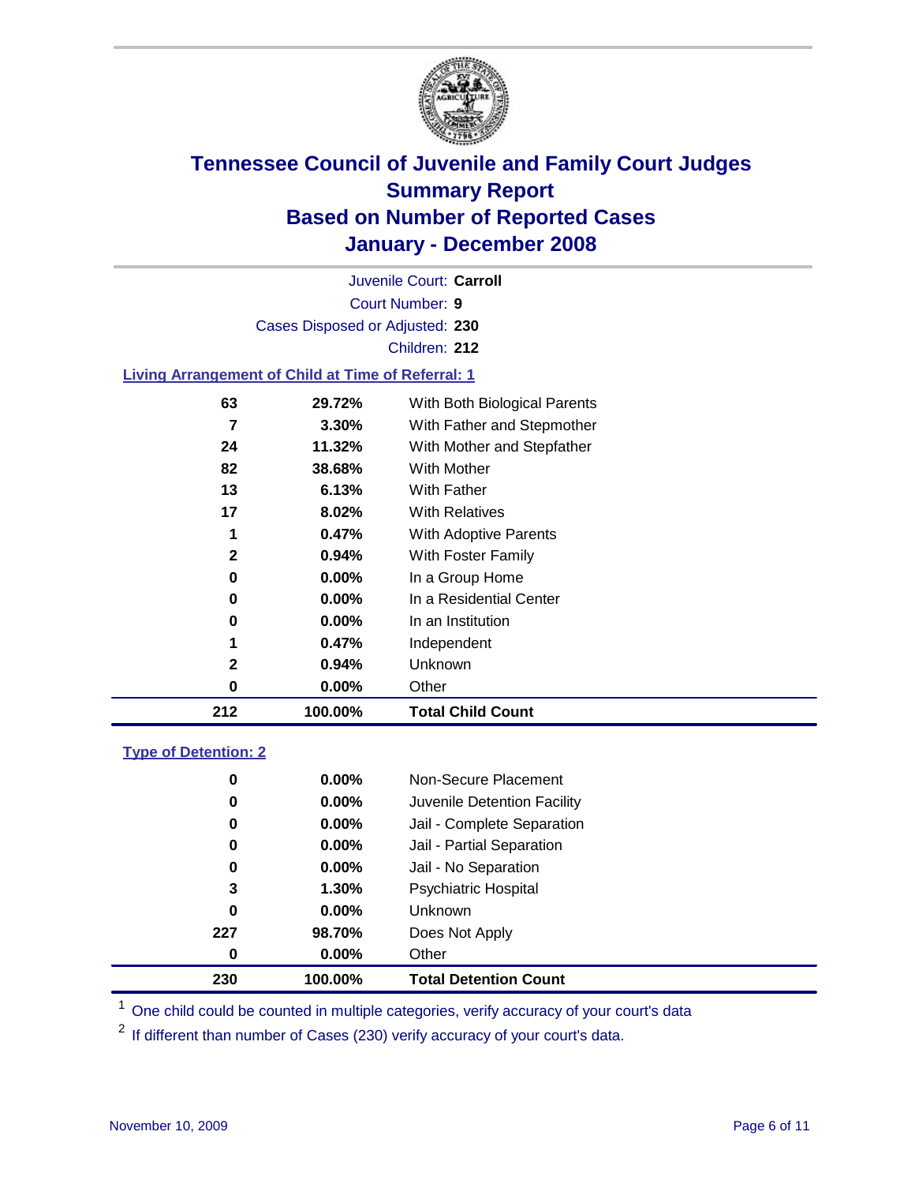# Tennessee Council of Juvenile and Family Court Judges
## Summary Report
## Based on Number of Reported Cases
## January - December 2008

Juvenile Court: **Carroll**

Court Number: **9**

Cases Disposed or Adjusted: **230**

Children: **212**

### Living Arrangement of Child at Time of Referral: 1

| | | |
|---|---|---|
| 63 | 29.72% | With Both Biological Parents |
| 7 | 3.30% | With Father and Stepmother |
| 24 | 11.32% | With Mother and Stepfather |
| 82 | 38.68% | With Mother |
| 13 | 6.13% | With Father |
| 17 | 8.02% | With Relatives |
| 1 | 0.47% | With Adoptive Parents |
| 2 | 0.94% | With Foster Family |
| 0 | 0.00% | In a Group Home |
| 0 | 0.00% | In a Residential Center |
| 0 | 0.00% | In an Institution |
| 1 | 0.47% | Independent |
| 2 | 0.94% | Unknown |
| 0 | 0.00% | Other |
| **212** | **100.00%** | **Total Child Count** |

### Type of Detention: 2

| | | |
|---|---|---|
| 0 | 0.00% | Non-Secure Placement |
| 0 | 0.00% | Juvenile Detention Facility |
| 0 | 0.00% | Jail - Complete Separation |
| 0 | 0.00% | Jail - Partial Separation |
| 0 | 0.00% | Jail - No Separation |
| 3 | 1.30% | Psychiatric Hospital |
| 0 | 0.00% | Unknown |
| 227 | 98.70% | Does Not Apply |
| 0 | 0.00% | Other |
| **230** | **100.00%** | **Total Detention Count** |

[1] One child could be counted in multiple categories, verify accuracy of your court's data

[2] If different than number of Cases (230) verify accuracy of your court's data.

November 10, 2009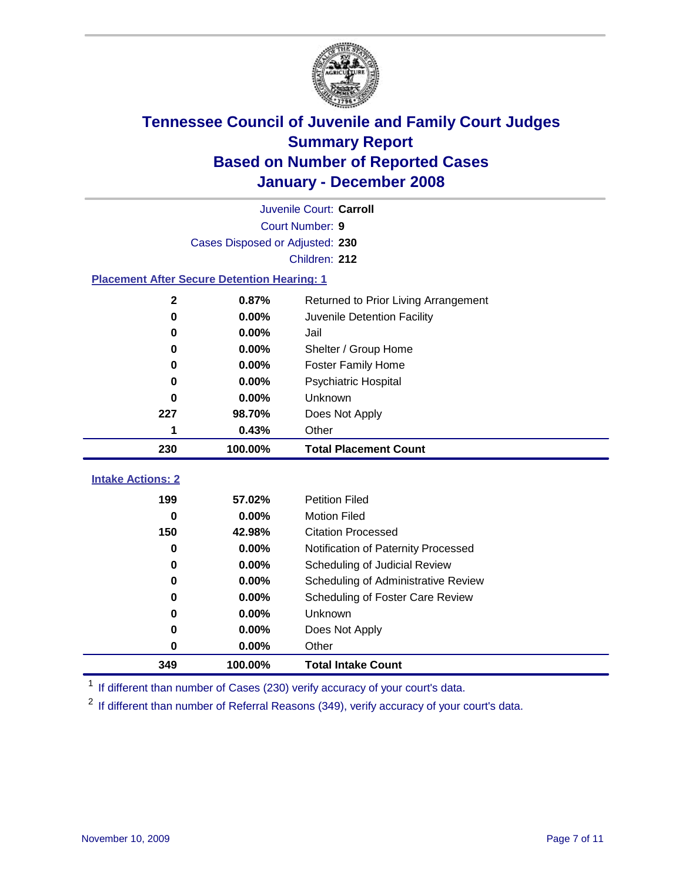# Tennessee Council of Juvenile and Family Court Judges
## Summary Report
## Based on Number of Reported Cases
## January - December 2008

Juvenile Court: **Carroll**

Court Number: **9**

Cases Disposed or Adjusted: **230**

Children: **212**

### Placement After Secure Detention Hearing: 1

| | | |
|---|---|---|
| 2 | 0.87% | Returned to Prior Living Arrangement |
| 0 | 0.00% | Juvenile Detention Facility |
| 0 | 0.00% | Jail |
| 0 | 0.00% | Shelter / Group Home |
| 0 | 0.00% | Foster Family Home |
| 0 | 0.00% | Psychiatric Hospital |
| 0 | 0.00% | Unknown |
| 227 | 98.70% | Does Not Apply |
| 1 | 0.43% | Other |
| **230** | **100.00%** | **Total Placement Count** |

### Intake Actions: 2

| | | |
|---|---|---|
| 199 | 57.02% | Petition Filed |
| 0 | 0.00% | Motion Filed |
| 150 | 42.98% | Citation Processed |
| 0 | 0.00% | Notification of Paternity Processed |
| 0 | 0.00% | Scheduling of Judicial Review |
| 0 | 0.00% | Scheduling of Administrative Review |
| 0 | 0.00% | Scheduling of Foster Care Review |
| 0 | 0.00% | Unknown |
| 0 | 0.00% | Does Not Apply |
| 0 | 0.00% | Other |
| **349** | **100.00%** | **Total Intake Count** |

[1] If different than number of Cases (230) verify accuracy of your court's data.

[2] If different than number of Referral Reasons (349), verify accuracy of your court's data.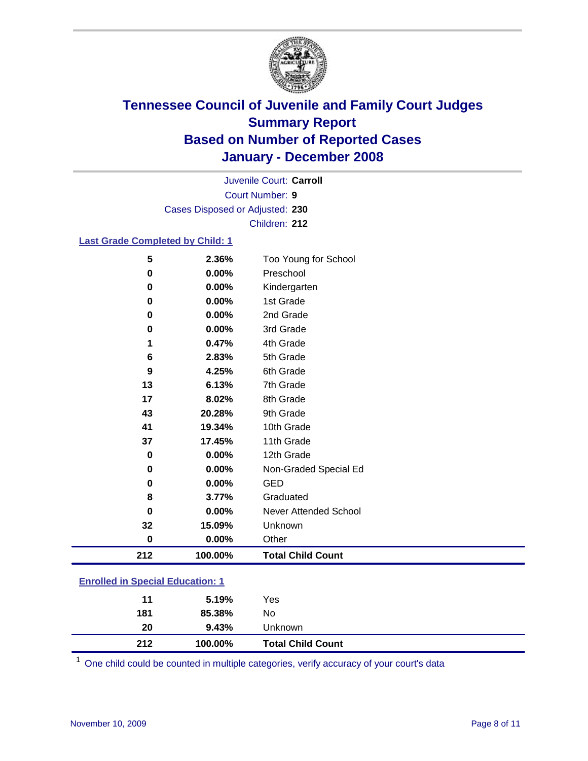# Tennessee Council of Juvenile and Family Court Judges
## Summary Report
## Based on Number of Reported Cases
## January - December 2008

Juvenile Court: **Carroll**
Court Number: **9**
Cases Disposed or Adjusted: **230**
Children: **212**

### Last Grade Completed by Child: 1

| Count | Percent | Category |
|---|---|---|
| 5 | 2.36% | Too Young for School |
| 0 | 0.00% | Preschool |
| 0 | 0.00% | Kindergarten |
| 0 | 0.00% | 1st Grade |
| 0 | 0.00% | 2nd Grade |
| 0 | 0.00% | 3rd Grade |
| 1 | 0.47% | 4th Grade |
| 6 | 2.83% | 5th Grade |
| 9 | 4.25% | 6th Grade |
| 13 | 6.13% | 7th Grade |
| 17 | 8.02% | 8th Grade |
| 43 | 20.28% | 9th Grade |
| 41 | 19.34% | 10th Grade |
| 37 | 17.45% | 11th Grade |
| 0 | 0.00% | 12th Grade |
| 0 | 0.00% | Non-Graded Special Ed |
| 0 | 0.00% | GED |
| 8 | 3.77% | Graduated |
| 0 | 0.00% | Never Attended School |
| 32 | 15.09% | Unknown |
| 0 | 0.00% | Other |
| **212** | **100.00%** | **Total Child Count** |

### Enrolled in Special Education: 1

| Count | Percent | Category |
|---|---|---|
| 11 | 5.19% | Yes |
| 181 | 85.38% | No |
| 20 | 9.43% | Unknown |
| **212** | **100.00%** | **Total Child Count** |

[1] One child could be counted in multiple categories, verify accuracy of your court's data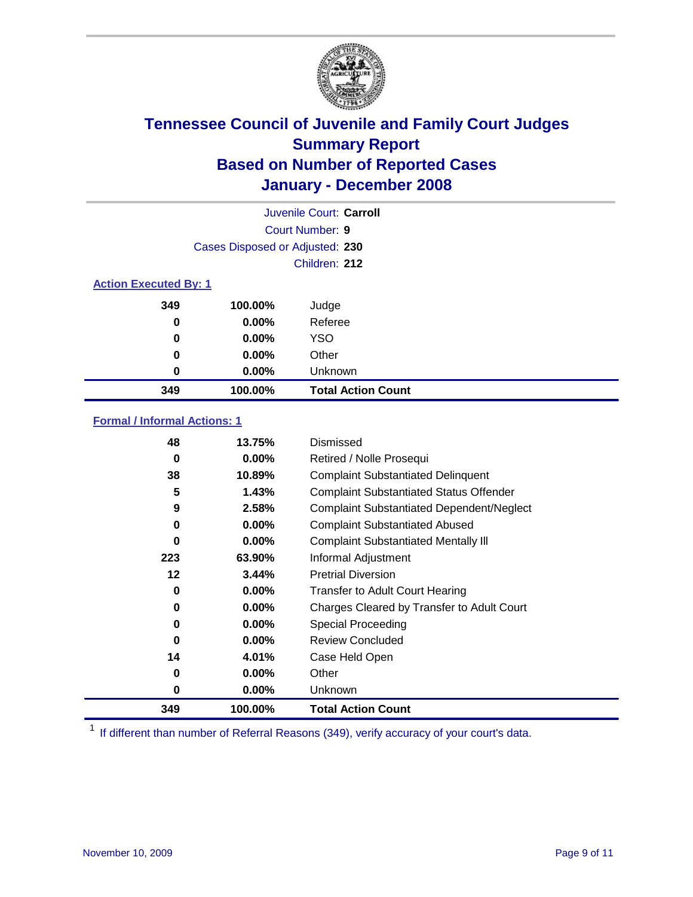# Tennessee Council of Juvenile and Family Court Judges
## Summary Report
## Based on Number of Reported Cases
## January - December 2008

Juvenile Court: **Carroll**
Court Number: **9**
Cases Disposed or Adjusted: **230**
Children: **212**

### Action Executed By: 1

| | | |
|---|---|---|
| **349** | **100.00%** | Judge |
| **0** | **0.00%** | Referee |
| **0** | **0.00%** | YSO |
| **0** | **0.00%** | Other |
| **0** | **0.00%** | Unknown |
| **349** | **100.00%** | **Total Action Count** |

### Formal / Informal Actions: 1

| | | |
|---|---|---|
| **48** | **13.75%** | Dismissed |
| **0** | **0.00%** | Retired / Nolle Prosequi |
| **38** | **10.89%** | Complaint Substantiated Delinquent |
| **5** | **1.43%** | Complaint Substantiated Status Offender |
| **9** | **2.58%** | Complaint Substantiated Dependent/Neglect |
| **0** | **0.00%** | Complaint Substantiated Abused |
| **0** | **0.00%** | Complaint Substantiated Mentally Ill |
| **223** | **63.90%** | Informal Adjustment |
| **12** | **3.44%** | Pretrial Diversion |
| **0** | **0.00%** | Transfer to Adult Court Hearing |
| **0** | **0.00%** | Charges Cleared by Transfer to Adult Court |
| **0** | **0.00%** | Special Proceeding |
| **0** | **0.00%** | Review Concluded |
| **14** | **4.01%** | Case Held Open |
| **0** | **0.00%** | Other |
| **0** | **0.00%** | Unknown |
| **349** | **100.00%** | **Total Action Count** |

[1] If different than number of Referral Reasons (349), verify accuracy of your court's data.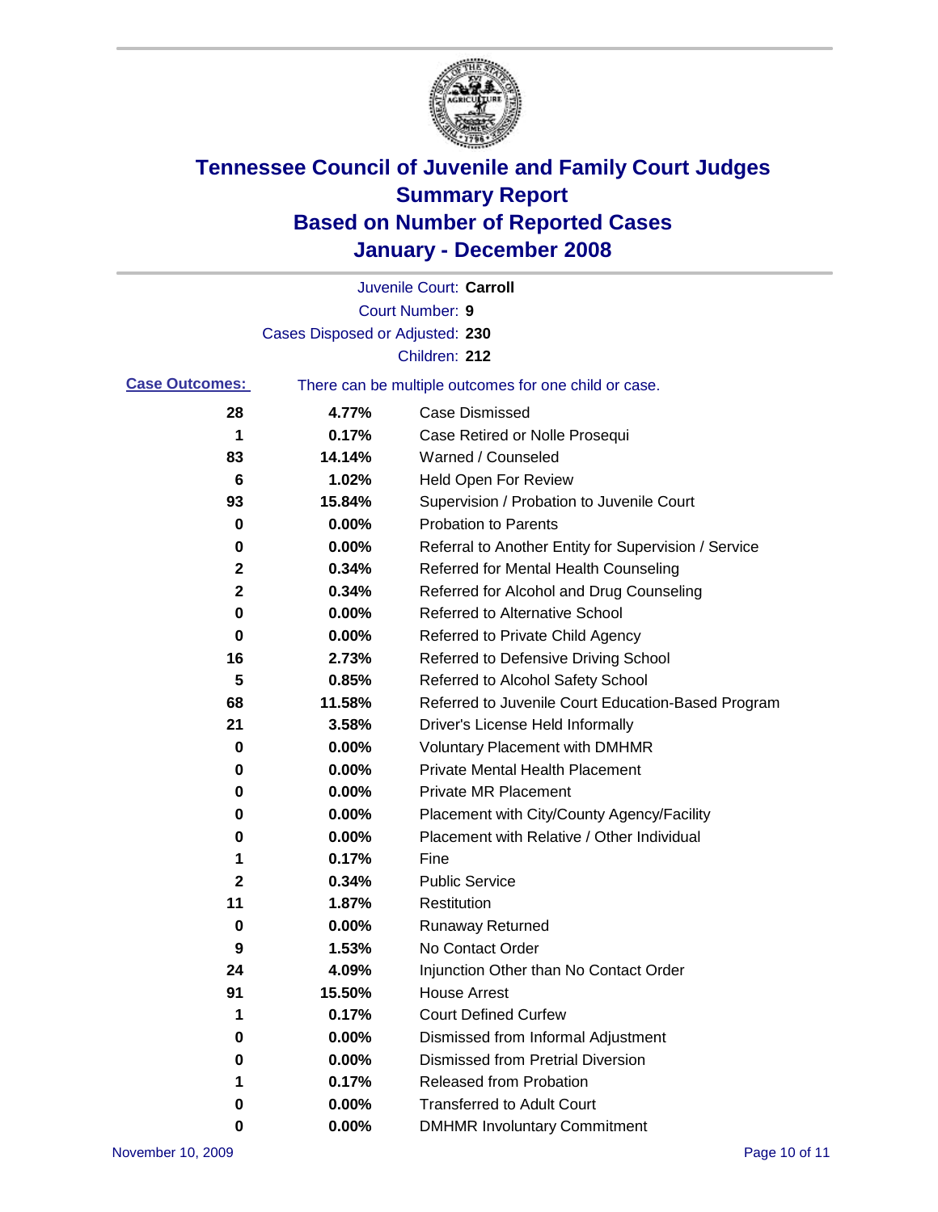# Tennessee Council of Juvenile and Family Court Judges
## Summary Report
## Based on Number of Reported Cases
## January - December 2008

Juvenile Court: **Carroll**

Court Number: **9**

Cases Disposed or Adjusted: **230**

Children: **212**

**Case Outcomes:** There can be multiple outcomes for one child or case.

| Count | Percent | Outcome |
|---|---|---|
| 28 | 4.77% | Case Dismissed |
| 1 | 0.17% | Case Retired or Nolle Prosequi |
| 83 | 14.14% | Warned / Counseled |
| 6 | 1.02% | Held Open For Review |
| 93 | 15.84% | Supervision / Probation to Juvenile Court |
| 0 | 0.00% | Probation to Parents |
| 0 | 0.00% | Referral to Another Entity for Supervision / Service |
| 2 | 0.34% | Referred for Mental Health Counseling |
| 2 | 0.34% | Referred for Alcohol and Drug Counseling |
| 0 | 0.00% | Referred to Alternative School |
| 0 | 0.00% | Referred to Private Child Agency |
| 16 | 2.73% | Referred to Defensive Driving School |
| 5 | 0.85% | Referred to Alcohol Safety School |
| 68 | 11.58% | Referred to Juvenile Court Education-Based Program |
| 21 | 3.58% | Driver's License Held Informally |
| 0 | 0.00% | Voluntary Placement with DMHMR |
| 0 | 0.00% | Private Mental Health Placement |
| 0 | 0.00% | Private MR Placement |
| 0 | 0.00% | Placement with City/County Agency/Facility |
| 0 | 0.00% | Placement with Relative / Other Individual |
| 1 | 0.17% | Fine |
| 2 | 0.34% | Public Service |
| 11 | 1.87% | Restitution |
| 0 | 0.00% | Runaway Returned |
| 9 | 1.53% | No Contact Order |
| 24 | 4.09% | Injunction Other than No Contact Order |
| 91 | 15.50% | House Arrest |
| 1 | 0.17% | Court Defined Curfew |
| 0 | 0.00% | Dismissed from Informal Adjustment |
| 0 | 0.00% | Dismissed from Pretrial Diversion |
| 1 | 0.17% | Released from Probation |
| 0 | 0.00% | Transferred to Adult Court |
| 0 | 0.00% | DMHMR Involuntary Commitment |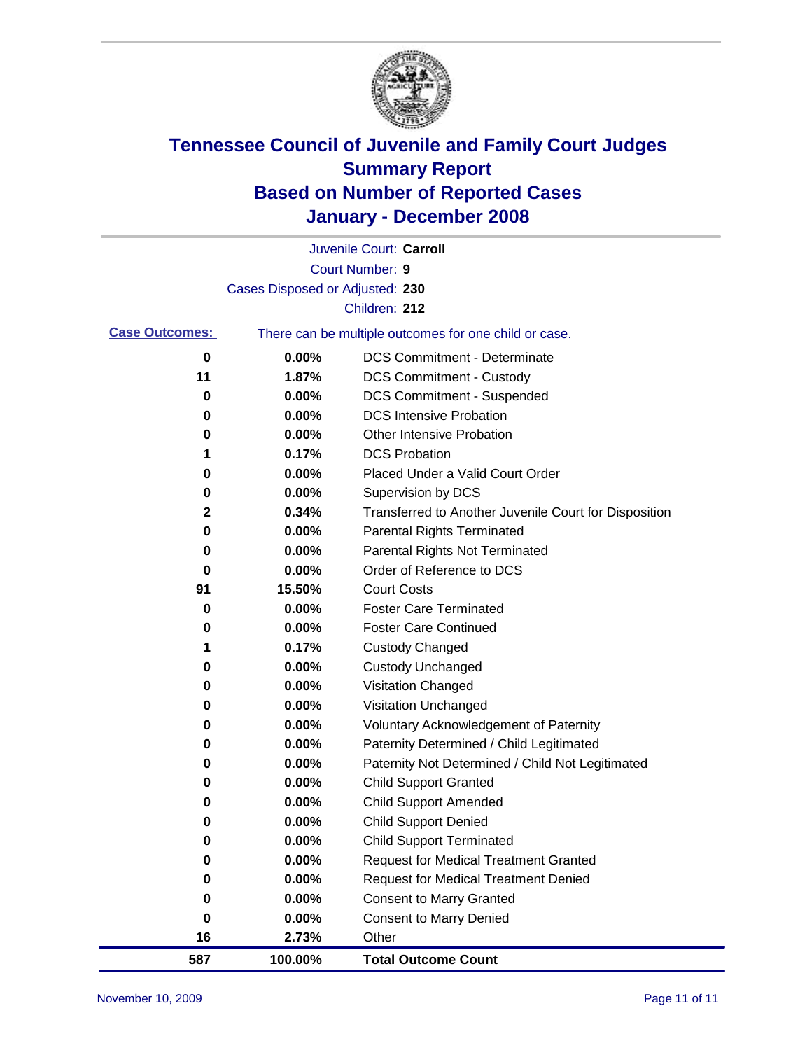# Tennessee Council of Juvenile and Family Court Judges
# Summary Report
# Based on Number of Reported Cases
# January - December 2008

Juvenile Court: **Carroll**

Court Number: **9**

Cases Disposed or Adjusted: **230**

Children: **212**

**Case Outcomes:** There can be multiple outcomes for one child or case.

| | | |
|---|---|---|
| 0 | 0.00% | DCS Commitment - Determinate |
| 11 | 1.87% | DCS Commitment - Custody |
| 0 | 0.00% | DCS Commitment - Suspended |
| 0 | 0.00% | DCS Intensive Probation |
| 0 | 0.00% | Other Intensive Probation |
| 1 | 0.17% | DCS Probation |
| 0 | 0.00% | Placed Under a Valid Court Order |
| 0 | 0.00% | Supervision by DCS |
| 2 | 0.34% | Transferred to Another Juvenile Court for Disposition |
| 0 | 0.00% | Parental Rights Terminated |
| 0 | 0.00% | Parental Rights Not Terminated |
| 0 | 0.00% | Order of Reference to DCS |
| 91 | 15.50% | Court Costs |
| 0 | 0.00% | Foster Care Terminated |
| 0 | 0.00% | Foster Care Continued |
| 1 | 0.17% | Custody Changed |
| 0 | 0.00% | Custody Unchanged |
| 0 | 0.00% | Visitation Changed |
| 0 | 0.00% | Visitation Unchanged |
| 0 | 0.00% | Voluntary Acknowledgement of Paternity |
| 0 | 0.00% | Paternity Determined / Child Legitimated |
| 0 | 0.00% | Paternity Not Determined / Child Not Legitimated |
| 0 | 0.00% | Child Support Granted |
| 0 | 0.00% | Child Support Amended |
| 0 | 0.00% | Child Support Denied |
| 0 | 0.00% | Child Support Terminated |
| 0 | 0.00% | Request for Medical Treatment Granted |
| 0 | 0.00% | Request for Medical Treatment Denied |
| 0 | 0.00% | Consent to Marry Granted |
| 0 | 0.00% | Consent to Marry Denied |
| 16 | 2.73% | Other |
| **587** | **100.00%** | **Total Outcome Count** |

November 10, 2009